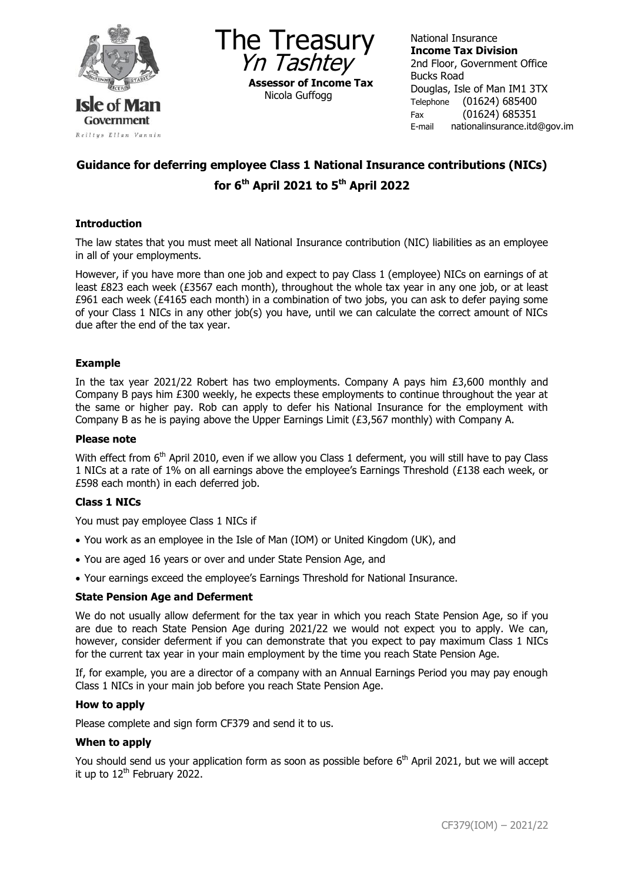Isle of Man Government

Reiltys Ellan Vannin

The Treasury
*Yn Tashtey*

**Assessor of Income Tax**
Nicola Guffogg

National Insurance
**Income Tax Division**
2nd Floor, Government Office
Bucks Road
Douglas, Isle of Man IM1 3TX
Telephone (01624) 685400
Fax (01624) 685351
E-mail nationalinsurance.itd@gov.im

## Guidance for deferring employee Class 1 National Insurance contributions (NICs) for 6th April 2021 to 5th April 2022

### Introduction

The law states that you must meet all National Insurance contribution (NIC) liabilities as an employee in all of your employments.

However, if you have more than one job and expect to pay Class 1 (employee) NICs on earnings of at least £823 each week (£3567 each month), throughout the whole tax year in any one job, or at least £961 each week (£4165 each month) in a combination of two jobs, you can ask to defer paying some of your Class 1 NICs in any other job(s) you have, until we can calculate the correct amount of NICs due after the end of the tax year.

### Example

In the tax year 2021/22 Robert has two employments. Company A pays him £3,600 monthly and Company B pays him £300 weekly, he expects these employments to continue throughout the year at the same or higher pay. Rob can apply to defer his National Insurance for the employment with Company B as he is paying above the Upper Earnings Limit (£3,567 monthly) with Company A.

### Please note

With effect from 6th April 2010, even if we allow you Class 1 deferment, you will still have to pay Class 1 NICs at a rate of 1% on all earnings above the employee's Earnings Threshold (£138 each week, or £598 each month) in each deferred job.

### Class 1 NICs

You must pay employee Class 1 NICs if

- You work as an employee in the Isle of Man (IOM) or United Kingdom (UK), and
- You are aged 16 years or over and under State Pension Age, and
- Your earnings exceed the employee's Earnings Threshold for National Insurance.

### State Pension Age and Deferment

We do not usually allow deferment for the tax year in which you reach State Pension Age, so if you are due to reach State Pension Age during 2021/22 we would not expect you to apply. We can, however, consider deferment if you can demonstrate that you expect to pay maximum Class 1 NICs for the current tax year in your main employment by the time you reach State Pension Age.

If, for example, you are a director of a company with an Annual Earnings Period you may pay enough Class 1 NICs in your main job before you reach State Pension Age.

### How to apply

Please complete and sign form CF379 and send it to us.

### When to apply

You should send us your application form as soon as possible before 6th April 2021, but we will accept it up to 12th February 2022.

CF379(IOM) – 2021/22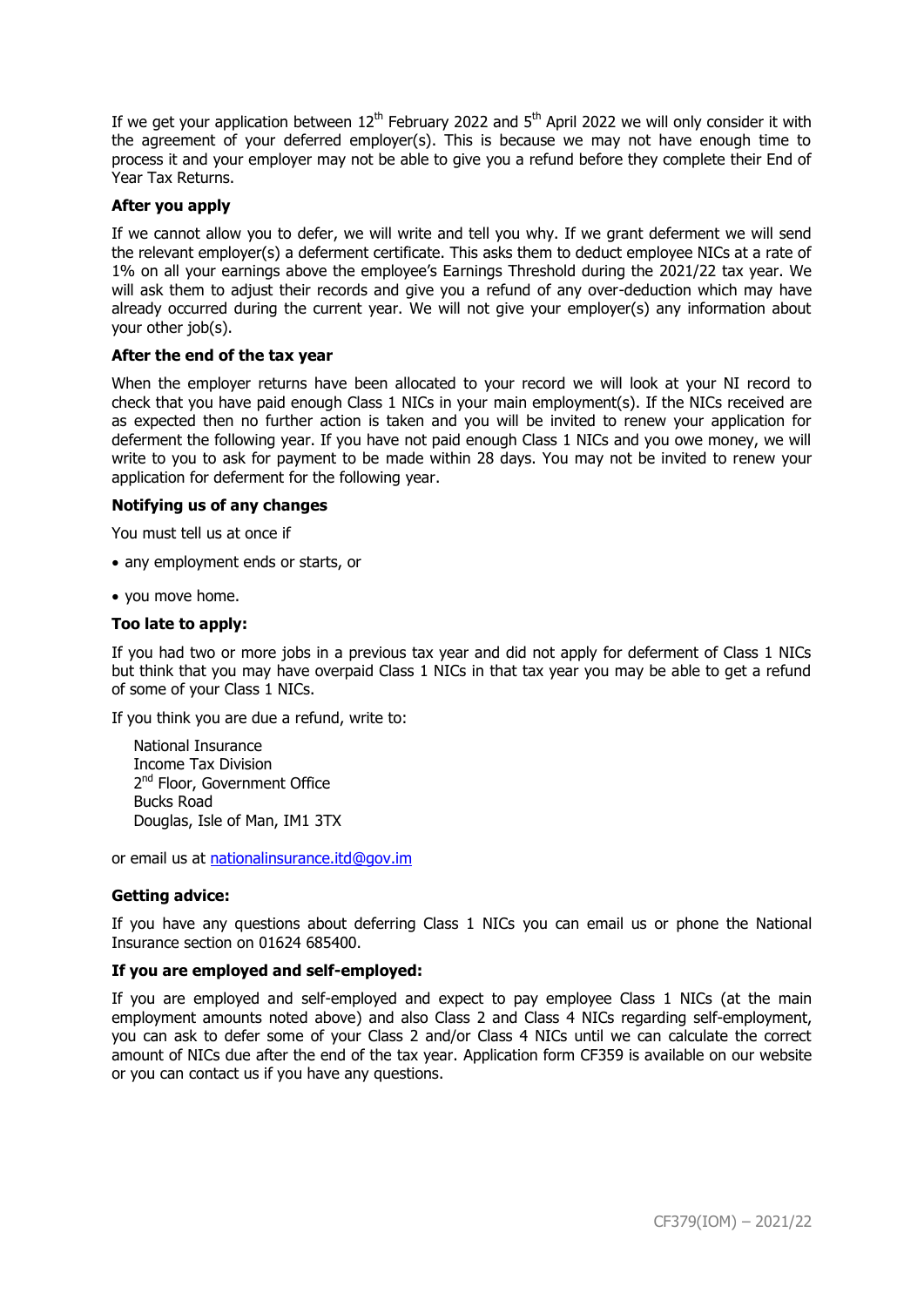If we get your application between 12th February 2022 and 5th April 2022 we will only consider it with the agreement of your deferred employer(s). This is because we may not have enough time to process it and your employer may not be able to give you a refund before they complete their End of Year Tax Returns.

**After you apply**

If we cannot allow you to defer, we will write and tell you why. If we grant deferment we will send the relevant employer(s) a deferment certificate. This asks them to deduct employee NICs at a rate of 1% on all your earnings above the employee's Earnings Threshold during the 2021/22 tax year. We will ask them to adjust their records and give you a refund of any over-deduction which may have already occurred during the current year. We will not give your employer(s) any information about your other job(s).

**After the end of the tax year**

When the employer returns have been allocated to your record we will look at your NI record to check that you have paid enough Class 1 NICs in your main employment(s). If the NICs received are as expected then no further action is taken and you will be invited to renew your application for deferment the following year. If you have not paid enough Class 1 NICs and you owe money, we will write to you to ask for payment to be made within 28 days. You may not be invited to renew your application for deferment for the following year.

**Notifying us of any changes**

You must tell us at once if

- any employment ends or starts, or
- you move home.

**Too late to apply:**

If you had two or more jobs in a previous tax year and did not apply for deferment of Class 1 NICs but think that you may have overpaid Class 1 NICs in that tax year you may be able to get a refund of some of your Class 1 NICs.

If you think you are due a refund, write to:

National Insurance
Income Tax Division
2nd Floor, Government Office
Bucks Road
Douglas, Isle of Man, IM1 3TX

or email us at nationalinsurance.itd@gov.im

**Getting advice:**

If you have any questions about deferring Class 1 NICs you can email us or phone the National Insurance section on 01624 685400.

**If you are employed and self-employed:**

If you are employed and self-employed and expect to pay employee Class 1 NICs (at the main employment amounts noted above) and also Class 2 and Class 4 NICs regarding self-employment, you can ask to defer some of your Class 2 and/or Class 4 NICs until we can calculate the correct amount of NICs due after the end of the tax year. Application form CF359 is available on our website or you can contact us if you have any questions.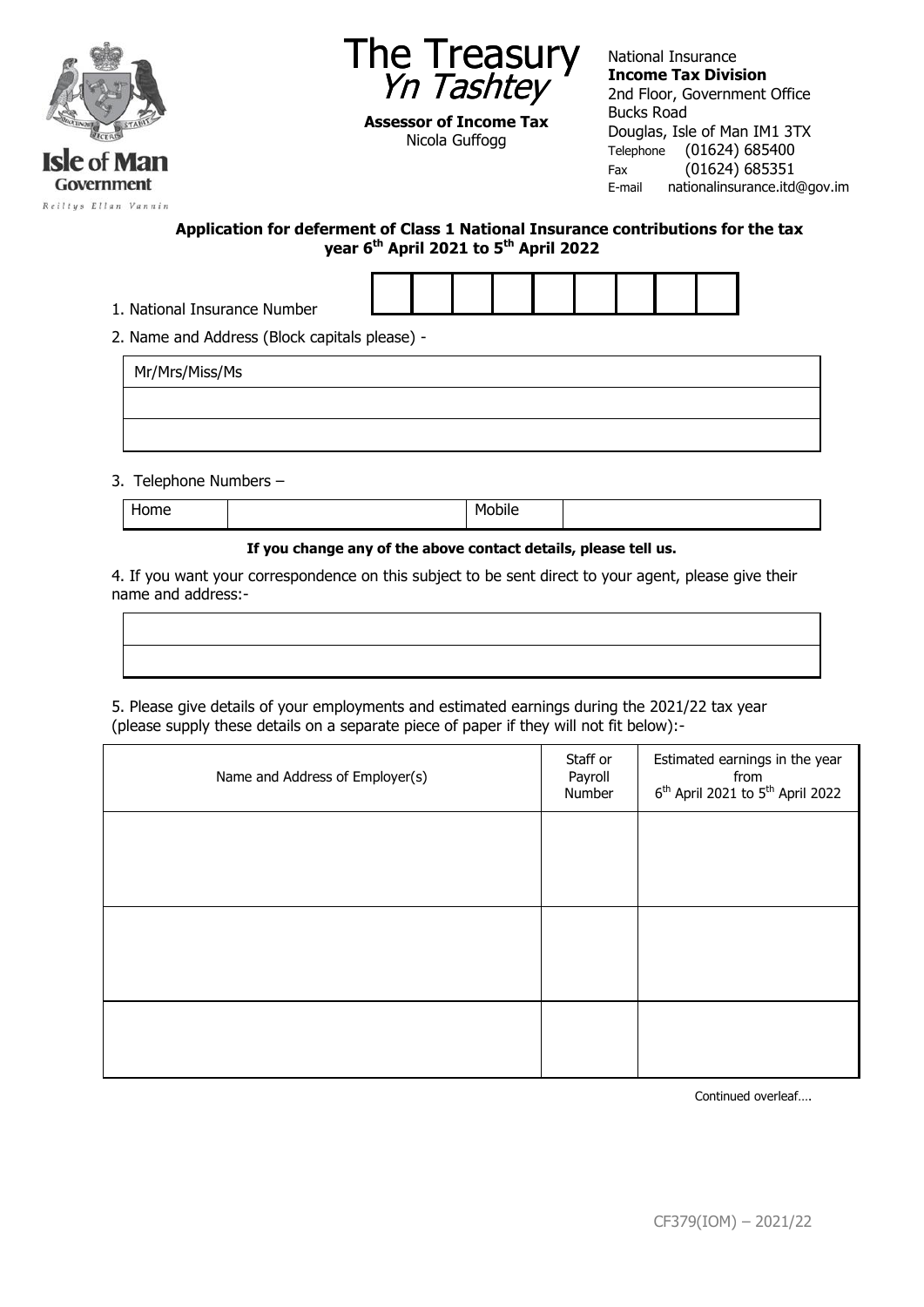Isle of Man Government

Reiltys Ellan Vannin

# The Treasury
*Yn Tashtey*

**Assessor of Income Tax**
Nicola Guffogg

National Insurance
**Income Tax Division**
2nd Floor, Government Office
Bucks Road
Douglas, Isle of Man IM1 3TX
Telephone (01624) 685400
Fax (01624) 685351
E-mail nationalinsurance.itd@gov.im

**Application for deferment of Class 1 National Insurance contributions for the tax year 6th April 2021 to 5th April 2022**

1. National Insurance Number

| | | | | | | | | |
|---|---|---|---|---|---|---|---|---|
| | | | | | | | | |

2. Name and Address (Block capitals please) -

| Mr/Mrs/Miss/Ms |
|---|
| |
| |

3. Telephone Numbers –

| Home | | Mobile | |
|---|---|---|---|

**If you change any of the above contact details, please tell us.**

4. If you want your correspondence on this subject to be sent direct to your agent, please give their name and address:-

| |
|---|
| |
| |

5. Please give details of your employments and estimated earnings during the 2021/22 tax year (please supply these details on a separate piece of paper if they will not fit below):-

| Name and Address of Employer(s) | Staff or Payroll Number | Estimated earnings in the year from 6th April 2021 to 5th April 2022 |
|---|---|---|
| | | |
| | | |
| | | |

Continued overleaf….

CF379(IOM) – 2021/22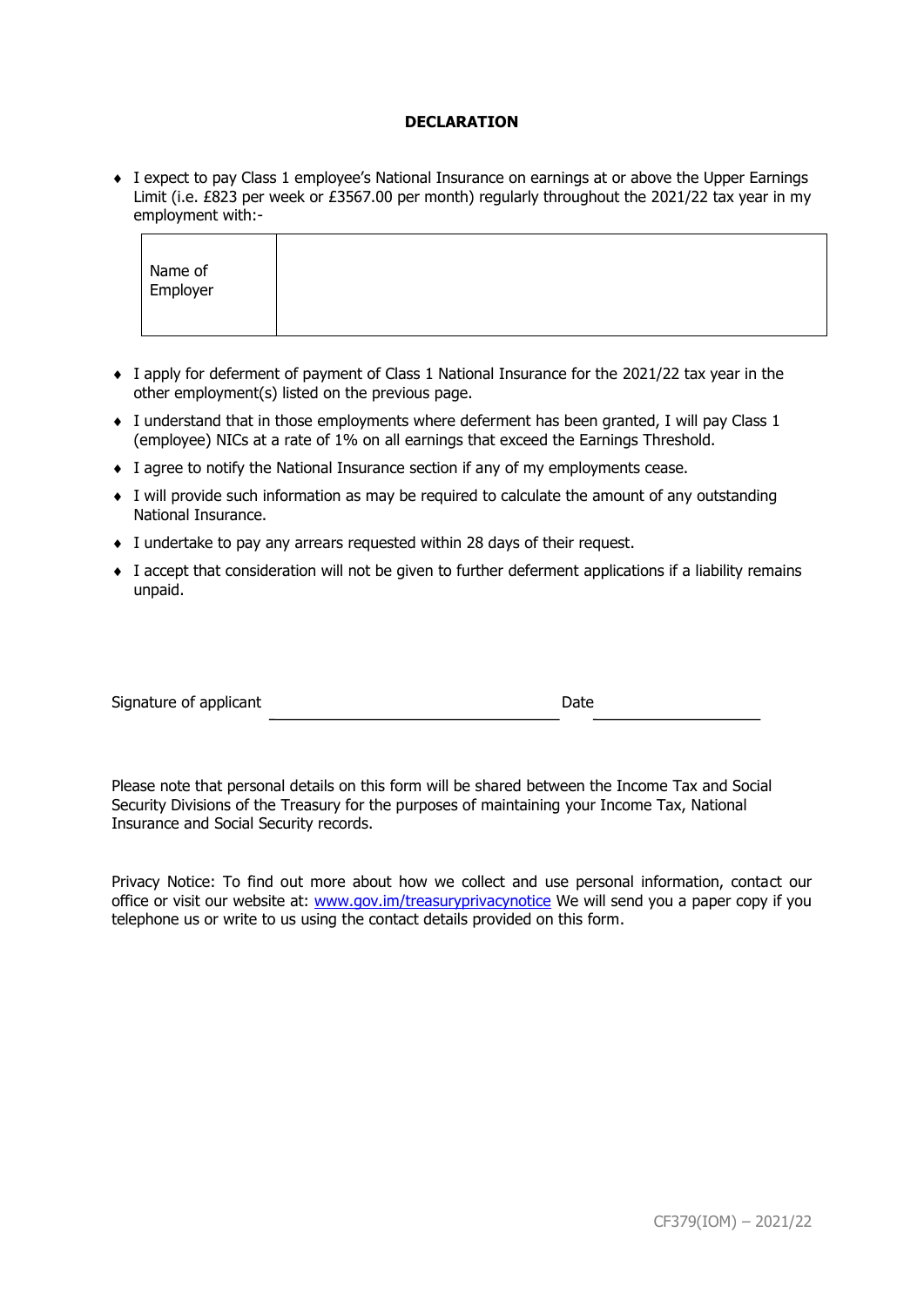## DECLARATION

- I expect to pay Class 1 employee's National Insurance on earnings at or above the Upper Earnings Limit (i.e. £823 per week or £3567.00 per month) regularly throughout the 2021/22 tax year in my employment with:-

| | |
|---|---|
| Name of Employer | |

- I apply for deferment of payment of Class 1 National Insurance for the 2021/22 tax year in the other employment(s) listed on the previous page.
- I understand that in those employments where deferment has been granted, I will pay Class 1 (employee) NICs at a rate of 1% on all earnings that exceed the Earnings Threshold.
- I agree to notify the National Insurance section if any of my employments cease.
- I will provide such information as may be required to calculate the amount of any outstanding National Insurance.
- I undertake to pay any arrears requested within 28 days of their request.
- I accept that consideration will not be given to further deferment applications if a liability remains unpaid.

Signature of applicant \_\_\_\_\_\_\_\_\_\_\_\_\_\_\_\_\_\_\_\_\_\_\_\_\_\_\_\_\_\_ Date \_\_\_\_\_\_\_\_\_\_\_\_\_\_\_\_\_\_

Please note that personal details on this form will be shared between the Income Tax and Social Security Divisions of the Treasury for the purposes of maintaining your Income Tax, National Insurance and Social Security records.

Privacy Notice: To find out more about how we collect and use personal information, contact our office or visit our website at: www.gov.im/treasuryprivacynotice We will send you a paper copy if you telephone us or write to us using the contact details provided on this form.

CF379(IOM) – 2021/22